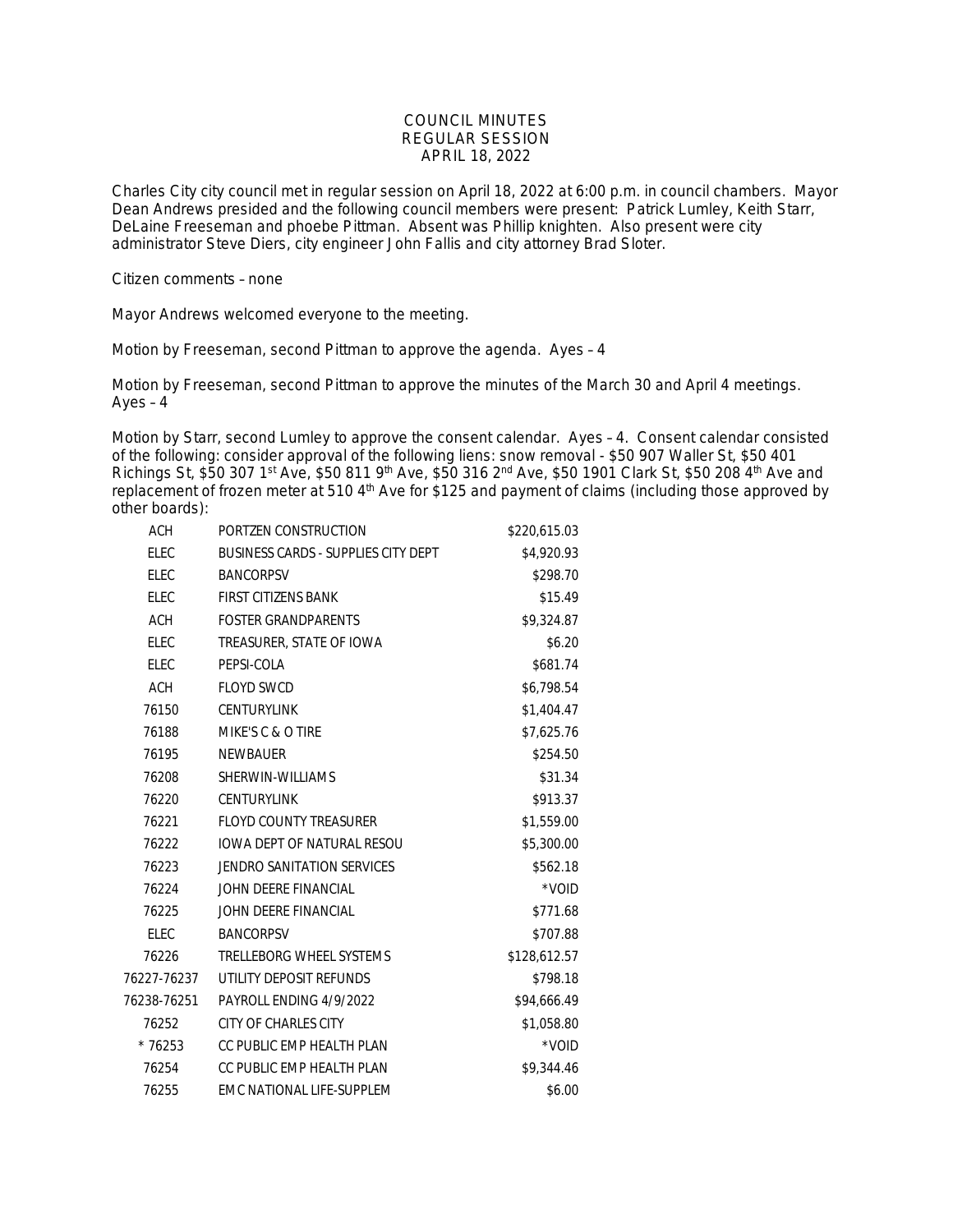# COUNCIL MINUTES
## REGULAR SESSION
## APRIL 18, 2022

Charles City city council met in regular session on April 18, 2022 at 6:00 p.m. in council chambers. Mayor Dean Andrews presided and the following council members were present: Patrick Lumley, Keith Starr, DeLaine Freeseman and phoebe Pittman. Absent was Phillip knighten. Also present were city administrator Steve Diers, city engineer John Fallis and city attorney Brad Sloter.

Citizen comments – none

Mayor Andrews welcomed everyone to the meeting.

Motion by Freeseman, second Pittman to approve the agenda. Ayes – 4

Motion by Freeseman, second Pittman to approve the minutes of the March 30 and April 4 meetings. Ayes – 4

Motion by Starr, second Lumley to approve the consent calendar. Ayes – 4. Consent calendar consisted of the following: consider approval of the following liens: snow removal - $50 907 Waller St, $50 401 Richings St, $50 307 1st Ave, $50 811 9th Ave, $50 316 2nd Ave, $50 1901 Clark St, $50 208 4th Ave and replacement of frozen meter at 510 4th Ave for $125 and payment of claims (including those approved by other boards):

| | | |
|---|---|---|
| ACH | PORTZEN CONSTRUCTION | $220,615.03 |
| ELEC | BUSINESS CARDS - SUPPLIES CITY DEPT | $4,920.93 |
| ELEC | BANCORPSV | $298.70 |
| ELEC | FIRST CITIZENS BANK | $15.49 |
| ACH | FOSTER GRANDPARENTS | $9,324.87 |
| ELEC | TREASURER, STATE OF IOWA | $6.20 |
| ELEC | PEPSI-COLA | $681.74 |
| ACH | FLOYD SWCD | $6,798.54 |
| 76150 | CENTURYLINK | $1,404.47 |
| 76188 | MIKE'S C & O TIRE | $7,625.76 |
| 76195 | NEWBAUER | $254.50 |
| 76208 | SHERWIN-WILLIAMS | $31.34 |
| 76220 | CENTURYLINK | $913.37 |
| 76221 | FLOYD COUNTY TREASURER | $1,559.00 |
| 76222 | IOWA DEPT OF NATURAL RESOU | $5,300.00 |
| 76223 | JENDRO SANITATION SERVICES | $562.18 |
| 76224 | JOHN DEERE FINANCIAL | *VOID |
| 76225 | JOHN DEERE FINANCIAL | $771.68 |
| ELEC | BANCORPSV | $707.88 |
| 76226 | TRELLEBORG WHEEL SYSTEMS | $128,612.57 |
| 76227-76237 | UTILITY DEPOSIT REFUNDS | $798.18 |
| 76238-76251 | PAYROLL ENDING 4/9/2022 | $94,666.49 |
| 76252 | CITY OF CHARLES CITY | $1,058.80 |
| * 76253 | CC PUBLIC EMP HEALTH PLAN | *VOID |
| 76254 | CC PUBLIC EMP HEALTH PLAN | $9,344.46 |
| 76255 | EMC NATIONAL LIFE-SUPPLEM | $6.00 |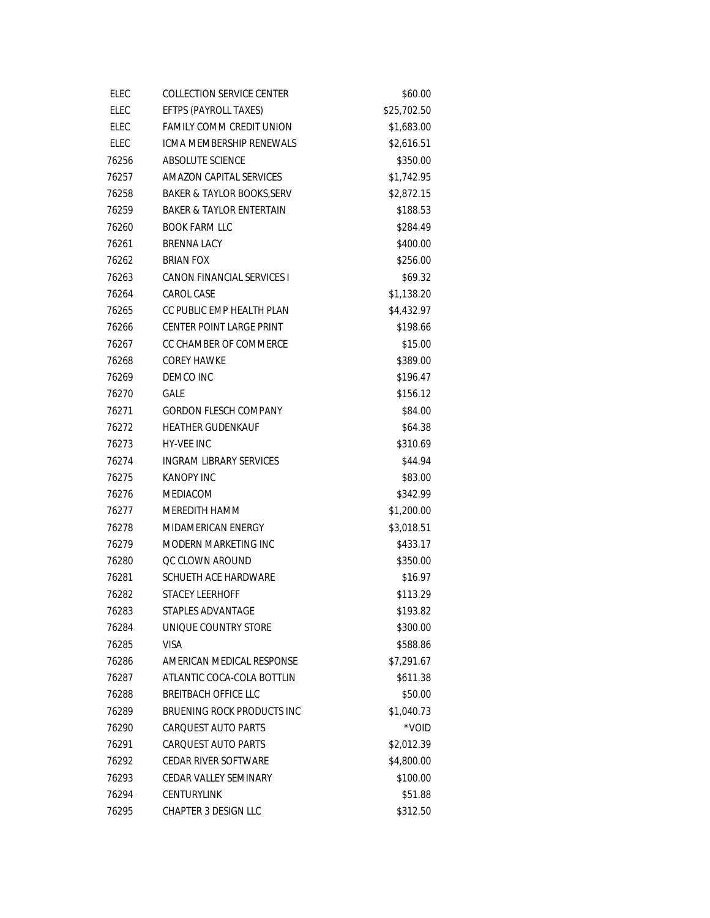| | | |
|---|---|---|
| ELEC | COLLECTION SERVICE CENTER | $60.00 |
| ELEC | EFTPS (PAYROLL TAXES) | $25,702.50 |
| ELEC | FAMILY COMM CREDIT UNION | $1,683.00 |
| ELEC | ICMA MEMBERSHIP RENEWALS | $2,616.51 |
| 76256 | ABSOLUTE SCIENCE | $350.00 |
| 76257 | AMAZON CAPITAL SERVICES | $1,742.95 |
| 76258 | BAKER & TAYLOR BOOKS,SERV | $2,872.15 |
| 76259 | BAKER & TAYLOR ENTERTAIN | $188.53 |
| 76260 | BOOK FARM LLC | $284.49 |
| 76261 | BRENNA LACY | $400.00 |
| 76262 | BRIAN FOX | $256.00 |
| 76263 | CANON FINANCIAL SERVICES I | $69.32 |
| 76264 | CAROL CASE | $1,138.20 |
| 76265 | CC PUBLIC EMP HEALTH PLAN | $4,432.97 |
| 76266 | CENTER POINT LARGE PRINT | $198.66 |
| 76267 | CC CHAMBER OF COMMERCE | $15.00 |
| 76268 | COREY HAWKE | $389.00 |
| 76269 | DEMCO INC | $196.47 |
| 76270 | GALE | $156.12 |
| 76271 | GORDON FLESCH COMPANY | $84.00 |
| 76272 | HEATHER GUDENKAUF | $64.38 |
| 76273 | HY-VEE INC | $310.69 |
| 76274 | INGRAM LIBRARY SERVICES | $44.94 |
| 76275 | KANOPY INC | $83.00 |
| 76276 | MEDIACOM | $342.99 |
| 76277 | MEREDITH HAMM | $1,200.00 |
| 76278 | MIDAMERICAN ENERGY | $3,018.51 |
| 76279 | MODERN MARKETING INC | $433.17 |
| 76280 | QC CLOWN AROUND | $350.00 |
| 76281 | SCHUETH ACE HARDWARE | $16.97 |
| 76282 | STACEY LEERHOFF | $113.29 |
| 76283 | STAPLES ADVANTAGE | $193.82 |
| 76284 | UNIQUE COUNTRY STORE | $300.00 |
| 76285 | VISA | $588.86 |
| 76286 | AMERICAN MEDICAL RESPONSE | $7,291.67 |
| 76287 | ATLANTIC COCA-COLA BOTTLIN | $611.38 |
| 76288 | BREITBACH OFFICE LLC | $50.00 |
| 76289 | BRUENING ROCK PRODUCTS INC | $1,040.73 |
| 76290 | CARQUEST AUTO PARTS | *VOID |
| 76291 | CARQUEST AUTO PARTS | $2,012.39 |
| 76292 | CEDAR RIVER SOFTWARE | $4,800.00 |
| 76293 | CEDAR VALLEY SEMINARY | $100.00 |
| 76294 | CENTURYLINK | $51.88 |
| 76295 | CHAPTER 3 DESIGN LLC | $312.50 |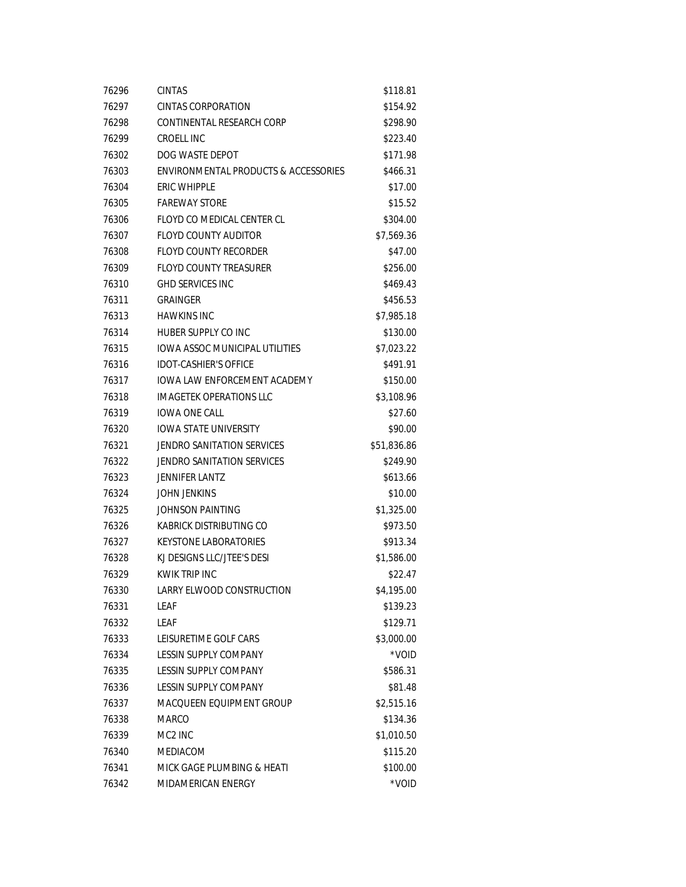| | | |
|---|---|---|
| 76296 | CINTAS | $118.81 |
| 76297 | CINTAS CORPORATION | $154.92 |
| 76298 | CONTINENTAL RESEARCH CORP | $298.90 |
| 76299 | CROELL INC | $223.40 |
| 76302 | DOG WASTE DEPOT | $171.98 |
| 76303 | ENVIRONMENTAL PRODUCTS & ACCESSORIES | $466.31 |
| 76304 | ERIC WHIPPLE | $17.00 |
| 76305 | FAREWAY STORE | $15.52 |
| 76306 | FLOYD CO MEDICAL CENTER CL | $304.00 |
| 76307 | FLOYD COUNTY AUDITOR | $7,569.36 |
| 76308 | FLOYD COUNTY RECORDER | $47.00 |
| 76309 | FLOYD COUNTY TREASURER | $256.00 |
| 76310 | GHD SERVICES INC | $469.43 |
| 76311 | GRAINGER | $456.53 |
| 76313 | HAWKINS INC | $7,985.18 |
| 76314 | HUBER SUPPLY CO INC | $130.00 |
| 76315 | IOWA ASSOC MUNICIPAL UTILITIES | $7,023.22 |
| 76316 | IDOT-CASHIER'S OFFICE | $491.91 |
| 76317 | IOWA LAW ENFORCEMENT ACADEMY | $150.00 |
| 76318 | IMAGETEK OPERATIONS LLC | $3,108.96 |
| 76319 | IOWA ONE CALL | $27.60 |
| 76320 | IOWA STATE UNIVERSITY | $90.00 |
| 76321 | JENDRO SANITATION SERVICES | $51,836.86 |
| 76322 | JENDRO SANITATION SERVICES | $249.90 |
| 76323 | JENNIFER LANTZ | $613.66 |
| 76324 | JOHN JENKINS | $10.00 |
| 76325 | JOHNSON PAINTING | $1,325.00 |
| 76326 | KABRICK DISTRIBUTING CO | $973.50 |
| 76327 | KEYSTONE LABORATORIES | $913.34 |
| 76328 | KJ DESIGNS LLC/JTEE'S DESI | $1,586.00 |
| 76329 | KWIK TRIP INC | $22.47 |
| 76330 | LARRY ELWOOD CONSTRUCTION | $4,195.00 |
| 76331 | LEAF | $139.23 |
| 76332 | LEAF | $129.71 |
| 76333 | LEISURETIME GOLF CARS | $3,000.00 |
| 76334 | LESSIN SUPPLY COMPANY | *VOID |
| 76335 | LESSIN SUPPLY COMPANY | $586.31 |
| 76336 | LESSIN SUPPLY COMPANY | $81.48 |
| 76337 | MACQUEEN EQUIPMENT GROUP | $2,515.16 |
| 76338 | MARCO | $134.36 |
| 76339 | MC2 INC | $1,010.50 |
| 76340 | MEDIACOM | $115.20 |
| 76341 | MICK GAGE PLUMBING & HEATI | $100.00 |
| 76342 | MIDAMERICAN ENERGY | *VOID |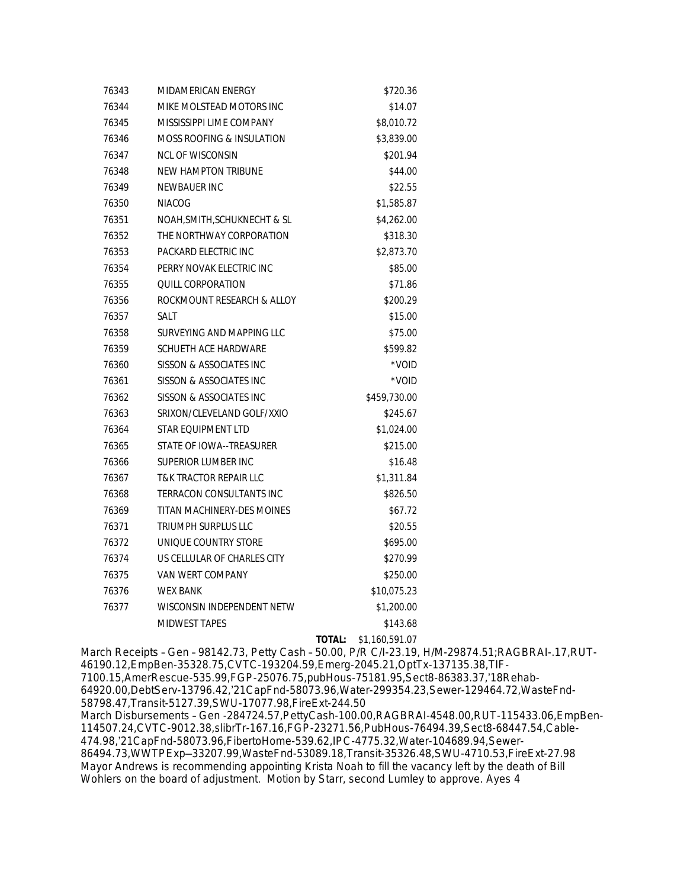| | | |
|---|---|---|
| 76343 | MIDAMERICAN ENERGY | $720.36 |
| 76344 | MIKE MOLSTEAD MOTORS INC | $14.07 |
| 76345 | MISSISSIPPI LIME COMPANY | $8,010.72 |
| 76346 | MOSS ROOFING & INSULATION | $3,839.00 |
| 76347 | NCL OF WISCONSIN | $201.94 |
| 76348 | NEW HAMPTON TRIBUNE | $44.00 |
| 76349 | NEWBAUER INC | $22.55 |
| 76350 | NIACOG | $1,585.87 |
| 76351 | NOAH,SMITH,SCHUKNECHT & SL | $4,262.00 |
| 76352 | THE NORTHWAY CORPORATION | $318.30 |
| 76353 | PACKARD ELECTRIC INC | $2,873.70 |
| 76354 | PERRY NOVAK ELECTRIC INC | $85.00 |
| 76355 | QUILL CORPORATION | $71.86 |
| 76356 | ROCKMOUNT RESEARCH & ALLOY | $200.29 |
| 76357 | SALT | $15.00 |
| 76358 | SURVEYING AND MAPPING LLC | $75.00 |
| 76359 | SCHUETH ACE HARDWARE | $599.82 |
| 76360 | SISSON & ASSOCIATES INC | *VOID |
| 76361 | SISSON & ASSOCIATES INC | *VOID |
| 76362 | SISSON & ASSOCIATES INC | $459,730.00 |
| 76363 | SRIXON/CLEVELAND GOLF/XXIO | $245.67 |
| 76364 | STAR EQUIPMENT LTD | $1,024.00 |
| 76365 | STATE OF IOWA--TREASURER | $215.00 |
| 76366 | SUPERIOR LUMBER INC | $16.48 |
| 76367 | T&K TRACTOR REPAIR LLC | $1,311.84 |
| 76368 | TERRACON CONSULTANTS INC | $826.50 |
| 76369 | TITAN MACHINERY-DES MOINES | $67.72 |
| 76371 | TRIUMPH SURPLUS LLC | $20.55 |
| 76372 | UNIQUE COUNTRY STORE | $695.00 |
| 76374 | US CELLULAR OF CHARLES CITY | $270.99 |
| 76375 | VAN WERT COMPANY | $250.00 |
| 76376 | WEX BANK | $10,075.23 |
| 76377 | WISCONSIN INDEPENDENT NETW | $1,200.00 |
| | MIDWEST TAPES | $143.68 |
| | **TOTAL:** | $1,160,591.07 |

March Receipts – Gen – 98142.73, Petty Cash – 50.00, P/R C/I-23.19, H/M-29874.51;RAGBRAI-.17,RUT-46190.12,EmpBen-35328.75,CVTC-193204.59,Emerg-2045.21,OptTx-137135.38,TIF-7100.15,AmerRescue-535.99,FGP-25076.75,pubHous-75181.95,Sect8-86383.37,'18Rehab-64920.00,DebtServ-13796.42,'21CapFnd-58073.96,Water-299354.23,Sewer-129464.72,WasteFnd-58798.47,Transit-5127.39,SWU-17077.98,FireExt-244.50

March Disbursements – Gen -284724.57,PettyCash-100.00,RAGBRAI-4548.00,RUT-115433.06,EmpBen-114507.24,CVTC-9012.38,slibrTr-167.16,FGP-23271.56,PubHous-76494.39,Sect8-68447.54,Cable-474.98,'21CapFnd-58073.96,FibertoHome-539.62,IPC-4775.32,Water-104689.94,Sewer-86494.73,WWTPExp–33207.99,WasteFnd-53089.18,Transit-35326.48,SWU-4710.53,FireExt-27.98

Mayor Andrews is recommending appointing Krista Noah to fill the vacancy left by the death of Bill Wohlers on the board of adjustment. Motion by Starr, second Lumley to approve. Ayes 4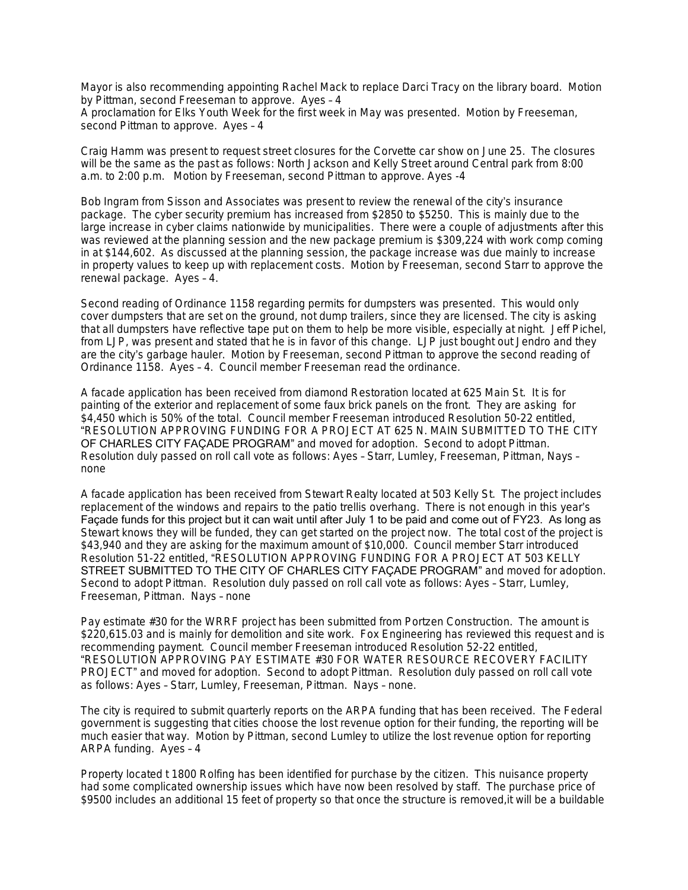Mayor is also recommending appointing Rachel Mack to replace Darci Tracy on the library board. Motion by Pittman, second Freeseman to approve. Ayes – 4
A proclamation for Elks Youth Week for the first week in May was presented. Motion by Freeseman, second Pittman to approve. Ayes – 4

Craig Hamm was present to request street closures for the Corvette car show on June 25. The closures will be the same as the past as follows: North Jackson and Kelly Street around Central park from 8:00 a.m. to 2:00 p.m. Motion by Freeseman, second Pittman to approve. Ayes -4

Bob Ingram from Sisson and Associates was present to review the renewal of the city's insurance package. The cyber security premium has increased from $2850 to $5250. This is mainly due to the large increase in cyber claims nationwide by municipalities. There were a couple of adjustments after this was reviewed at the planning session and the new package premium is $309,224 with work comp coming in at $144,602. As discussed at the planning session, the package increase was due mainly to increase in property values to keep up with replacement costs. Motion by Freeseman, second Starr to approve the renewal package. Ayes – 4.

Second reading of Ordinance 1158 regarding permits for dumpsters was presented. This would only cover dumpsters that are set on the ground, not dump trailers, since they are licensed. The city is asking that all dumpsters have reflective tape put on them to help be more visible, especially at night. Jeff Pichel, from LJP, was present and stated that he is in favor of this change. LJP just bought out Jendro and they are the city's garbage hauler. Motion by Freeseman, second Pittman to approve the second reading of Ordinance 1158. Ayes – 4. Council member Freeseman read the ordinance.

A facade application has been received from diamond Restoration located at 625 Main St. It is for painting of the exterior and replacement of some faux brick panels on the front. They are asking for $4,450 which is 50% of the total. Council member Freeseman introduced Resolution 50-22 entitled, "RESOLUTION APPROVING FUNDING FOR A PROJECT AT 625 N. MAIN SUBMITTED TO THE CITY OF CHARLES CITY FAÇADE PROGRAM" and moved for adoption. Second to adopt Pittman. Resolution duly passed on roll call vote as follows: Ayes – Starr, Lumley, Freeseman, Pittman, Nays – none

A facade application has been received from Stewart Realty located at 503 Kelly St. The project includes replacement of the windows and repairs to the patio trellis overhang. There is not enough in this year's Façade funds for this project but it can wait until after July 1 to be paid and come out of FY23. As long as Stewart knows they will be funded, they can get started on the project now. The total cost of the project is $43,940 and they are asking for the maximum amount of $10,000. Council member Starr introduced Resolution 51-22 entitled, "RESOLUTION APPROVING FUNDING FOR A PROJECT AT 503 KELLY STREET SUBMITTED TO THE CITY OF CHARLES CITY FAÇADE PROGRAM" and moved for adoption. Second to adopt Pittman. Resolution duly passed on roll call vote as follows: Ayes – Starr, Lumley, Freeseman, Pittman. Nays – none

Pay estimate #30 for the WRRF project has been submitted from Portzen Construction. The amount is $220,615.03 and is mainly for demolition and site work. Fox Engineering has reviewed this request and is recommending payment. Council member Freeseman introduced Resolution 52-22 entitled, "RESOLUTION APPROVING PAY ESTIMATE #30 FOR WATER RESOURCE RECOVERY FACILITY PROJECT" and moved for adoption. Second to adopt Pittman. Resolution duly passed on roll call vote as follows: Ayes – Starr, Lumley, Freeseman, Pittman. Nays – none.

The city is required to submit quarterly reports on the ARPA funding that has been received. The Federal government is suggesting that cities choose the lost revenue option for their funding, the reporting will be much easier that way. Motion by Pittman, second Lumley to utilize the lost revenue option for reporting ARPA funding. Ayes – 4

Property located t 1800 Rolfing has been identified for purchase by the citizen. This nuisance property had some complicated ownership issues which have now been resolved by staff. The purchase price of $9500 includes an additional 15 feet of property so that once the structure is removed,it will be a buildable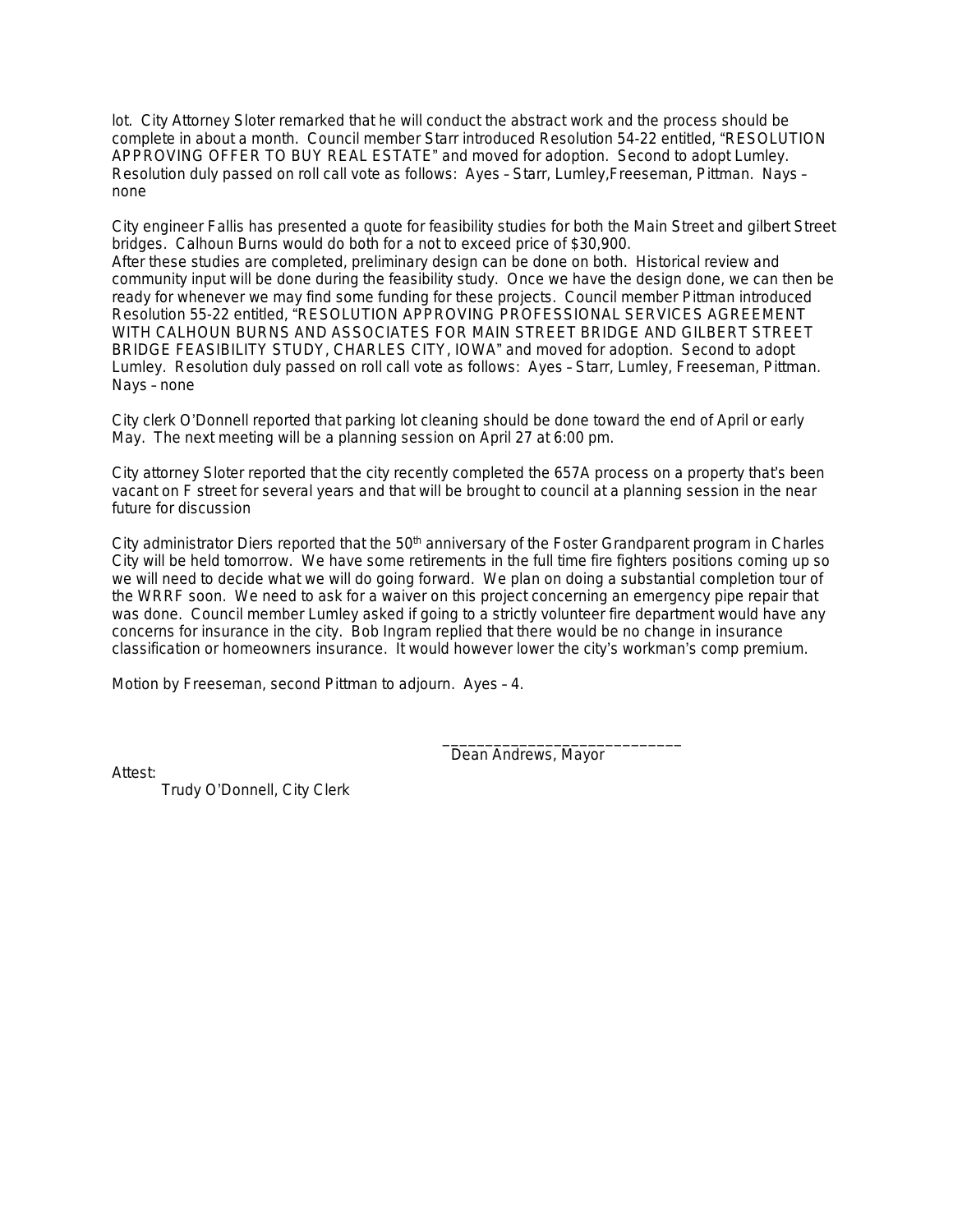lot. City Attorney Sloter remarked that he will conduct the abstract work and the process should be complete in about a month. Council member Starr introduced Resolution 54-22 entitled, "RESOLUTION APPROVING OFFER TO BUY REAL ESTATE" and moved for adoption. Second to adopt Lumley. Resolution duly passed on roll call vote as follows: Ayes – Starr, Lumley,Freeseman, Pittman. Nays – none

City engineer Fallis has presented a quote for feasibility studies for both the Main Street and gilbert Street bridges. Calhoun Burns would do both for a not to exceed price of $30,900.
After these studies are completed, preliminary design can be done on both. Historical review and community input will be done during the feasibility study. Once we have the design done, we can then be ready for whenever we may find some funding for these projects. Council member Pittman introduced Resolution 55-22 entitled, "RESOLUTION APPROVING PROFESSIONAL SERVICES AGREEMENT WITH CALHOUN BURNS AND ASSOCIATES FOR MAIN STREET BRIDGE AND GILBERT STREET BRIDGE FEASIBILITY STUDY, CHARLES CITY, IOWA" and moved for adoption. Second to adopt Lumley. Resolution duly passed on roll call vote as follows: Ayes – Starr, Lumley, Freeseman, Pittman. Nays – none

City clerk O'Donnell reported that parking lot cleaning should be done toward the end of April or early May. The next meeting will be a planning session on April 27 at 6:00 pm.

City attorney Sloter reported that the city recently completed the 657A process on a property that's been vacant on F street for several years and that will be brought to council at a planning session in the near future for discussion

City administrator Diers reported that the 50th anniversary of the Foster Grandparent program in Charles City will be held tomorrow. We have some retirements in the full time fire fighters positions coming up so we will need to decide what we will do going forward. We plan on doing a substantial completion tour of the WRRF soon. We need to ask for a waiver on this project concerning an emergency pipe repair that was done. Council member Lumley asked if going to a strictly volunteer fire department would have any concerns for insurance in the city. Bob Ingram replied that there would be no change in insurance classification or homeowners insurance. It would however lower the city's workman's comp premium.

Motion by Freeseman, second Pittman to adjourn. Ayes – 4.

\_\_\_\_\_\_\_\_\_\_\_\_\_\_\_\_\_\_\_\_\_\_\_\_\_\_\_\_\_\_
Dean Andrews, Mayor

Attest:
Trudy O'Donnell, City Clerk